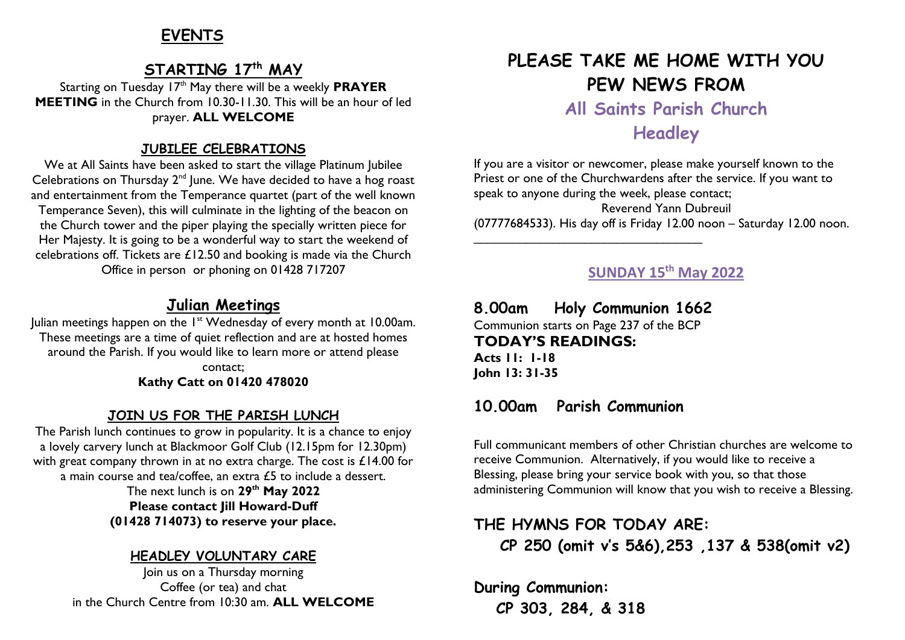# EVENTS

## STARTING 17th MAY

Starting on Tuesday 17th May there will be a weekly **PRAYER MEETING** in the Church from 10.30-11.30. This will be an hour of led prayer. **ALL WELCOME**

### JUBILEE CELEBRATIONS

We at All Saints have been asked to start the village Platinum Jubilee Celebrations on Thursday 2nd June. We have decided to have a hog roast and entertainment from the Temperance quartet (part of the well known Temperance Seven), this will culminate in the lighting of the beacon on the Church tower and the piper playing the specially written piece for Her Majesty. It is going to be a wonderful way to start the weekend of celebrations off. Tickets are £12.50 and booking is made via the Church Office in person or phoning on 01428 717207

## Julian Meetings

Julian meetings happen on the 1st Wednesday of every month at 10.00am. These meetings are a time of quiet reflection and are at hosted homes around the Parish. If you would like to learn more or attend please contact;

**Kathy Catt on 01420 478020**

### JOIN US FOR THE PARISH LUNCH

The Parish lunch continues to grow in popularity. It is a chance to enjoy a lovely carvery lunch at Blackmoor Golf Club (12.15pm for 12.30pm) with great company thrown in at no extra charge. The cost is £14.00 for a main course and tea/coffee, an extra £5 to include a dessert.

The next lunch is on **29th May 2022**

**Please contact Jill Howard-Duff (01428 714073) to reserve your place.**

### HEADLEY VOLUNTARY CARE

Join us on a Thursday morning
Coffee (or tea) and chat
in the Church Centre from 10:30 am. **ALL WELCOME**

# PLEASE TAKE ME HOME WITH YOU PEW NEWS FROM

## All Saints Parish Church Headley

If you are a visitor or newcomer, please make yourself known to the Priest or one of the Churchwardens after the service. If you want to speak to anyone during the week, please contact;

Reverend Yann Dubreuil

(07777684533). His day off is Friday 12.00 noon – Saturday 12.00 noon.

---

### SUNDAY 15th May 2022

## 8.00am Holy Communion 1662

Communion starts on Page 237 of the BCP

**TODAY'S READINGS:**

**Acts 11: 1-18**
**John 13: 31-35**

## 10.00am Parish Communion

Full communicant members of other Christian churches are welcome to receive Communion. Alternatively, if you would like to receive a Blessing, please bring your service book with you, so that those administering Communion will know that you wish to receive a Blessing.

## THE HYMNS FOR TODAY ARE:

**CP 250 (omit v's 5&6),253 ,137 & 538(omit v2)**

## During Communion:

**CP 303, 284, & 318**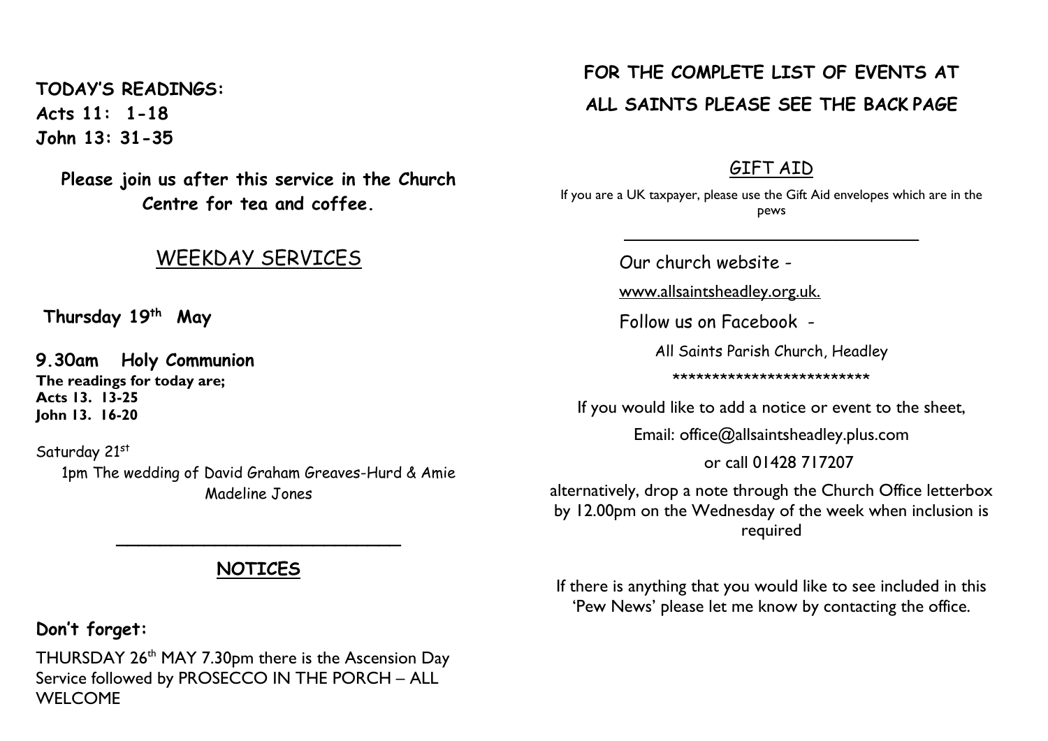**TODAY'S READINGS:**
**Acts 11: 1-18**
**John 13: 31-35**

**Please join us after this service in the Church Centre for tea and coffee.**

## WEEKDAY SERVICES

**Thursday 19th May**

**9.30am Holy Communion**
**The readings for today are;**
**Acts 13. 13-25**
**John 13. 16-20**

Saturday 21st
1pm The wedding of David Graham Greaves-Hurd & Amie Madeline Jones

---

## NOTICES

**Don't forget:**

THURSDAY 26th MAY 7.30pm there is the Ascension Day Service followed by PROSECCO IN THE PORCH – ALL WELCOME

**FOR THE COMPLETE LIST OF EVENTS AT ALL SAINTS PLEASE SEE THE BACK PAGE**

## GIFT AID

If you are a UK taxpayer, please use the Gift Aid envelopes which are in the pews

---

Our church website -

www.allsaintsheadley.org.uk.

Follow us on Facebook -

All Saints Parish Church, Headley

*************************

If you would like to add a notice or event to the sheet,

Email: office@allsaintsheadley.plus.com

or call 01428 717207

alternatively, drop a note through the Church Office letterbox by 12.00pm on the Wednesday of the week when inclusion is required

If there is anything that you would like to see included in this 'Pew News' please let me know by contacting the office.